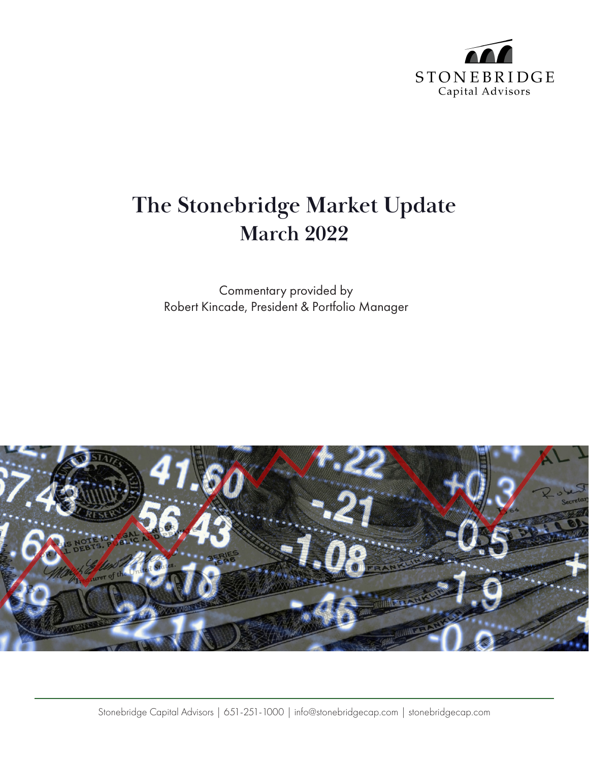STONEBRIDGE
Capital Advisors

# The Stonebridge Market Update
## March 2022

Commentary provided by
Robert Kincade, President & Portfolio Manager

Stonebridge Capital Advisors | 651-251-1000 | info@stonebridgecap.com | stonebridgecap.com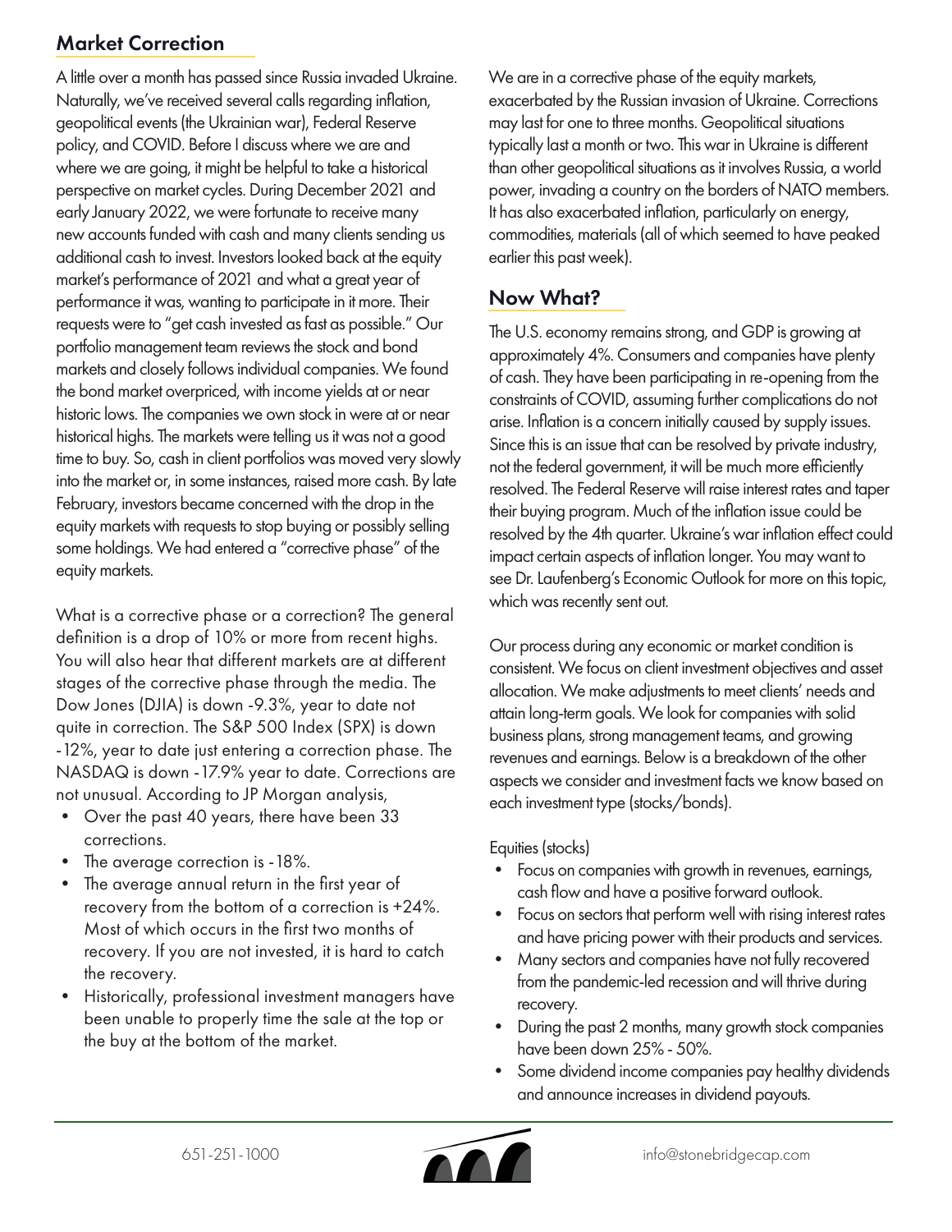## Market Correction

A little over a month has passed since Russia invaded Ukraine. Naturally, we've received several calls regarding inflation, geopolitical events (the Ukrainian war), Federal Reserve policy, and COVID. Before I discuss where we are and where we are going, it might be helpful to take a historical perspective on market cycles. During December 2021 and early January 2022, we were fortunate to receive many new accounts funded with cash and many clients sending us additional cash to invest. Investors looked back at the equity market's performance of 2021 and what a great year of performance it was, wanting to participate in it more. Their requests were to "get cash invested as fast as possible." Our portfolio management team reviews the stock and bond markets and closely follows individual companies. We found the bond market overpriced, with income yields at or near historic lows. The companies we own stock in were at or near historical highs. The markets were telling us it was not a good time to buy. So, cash in client portfolios was moved very slowly into the market or, in some instances, raised more cash. By late February, investors became concerned with the drop in the equity markets with requests to stop buying or possibly selling some holdings. We had entered a "corrective phase" of the equity markets.

What is a corrective phase or a correction? The general definition is a drop of 10% or more from recent highs. You will also hear that different markets are at different stages of the corrective phase through the media. The Dow Jones (DJIA) is down -9.3%, year to date not quite in correction. The S&P 500 Index (SPX) is down -12%, year to date just entering a correction phase. The NASDAQ is down -17.9% year to date. Corrections are not unusual. According to JP Morgan analysis,

- Over the past 40 years, there have been 33 corrections.
- The average correction is -18%.
- The average annual return in the first year of recovery from the bottom of a correction is +24%. Most of which occurs in the first two months of recovery. If you are not invested, it is hard to catch the recovery.
- Historically, professional investment managers have been unable to properly time the sale at the top or the buy at the bottom of the market.

We are in a corrective phase of the equity markets, exacerbated by the Russian invasion of Ukraine. Corrections may last for one to three months. Geopolitical situations typically last a month or two. This war in Ukraine is different than other geopolitical situations as it involves Russia, a world power, invading a country on the borders of NATO members. It has also exacerbated inflation, particularly on energy, commodities, materials (all of which seemed to have peaked earlier this past week).

## Now What?

The U.S. economy remains strong, and GDP is growing at approximately 4%. Consumers and companies have plenty of cash. They have been participating in re-opening from the constraints of COVID, assuming further complications do not arise. Inflation is a concern initially caused by supply issues. Since this is an issue that can be resolved by private industry, not the federal government, it will be much more efficiently resolved. The Federal Reserve will raise interest rates and taper their buying program. Much of the inflation issue could be resolved by the 4th quarter. Ukraine's war inflation effect could impact certain aspects of inflation longer. You may want to see Dr. Laufenberg's Economic Outlook for more on this topic, which was recently sent out.

Our process during any economic or market condition is consistent. We focus on client investment objectives and asset allocation. We make adjustments to meet clients' needs and attain long-term goals. We look for companies with solid business plans, strong management teams, and growing revenues and earnings. Below is a breakdown of the other aspects we consider and investment facts we know based on each investment type (stocks/bonds).

Equities (stocks)

- Focus on companies with growth in revenues, earnings, cash flow and have a positive forward outlook.
- Focus on sectors that perform well with rising interest rates and have pricing power with their products and services.
- Many sectors and companies have not fully recovered from the pandemic-led recession and will thrive during recovery.
- During the past 2 months, many growth stock companies have been down 25% - 50%.
- Some dividend income companies pay healthy dividends and announce increases in dividend payouts.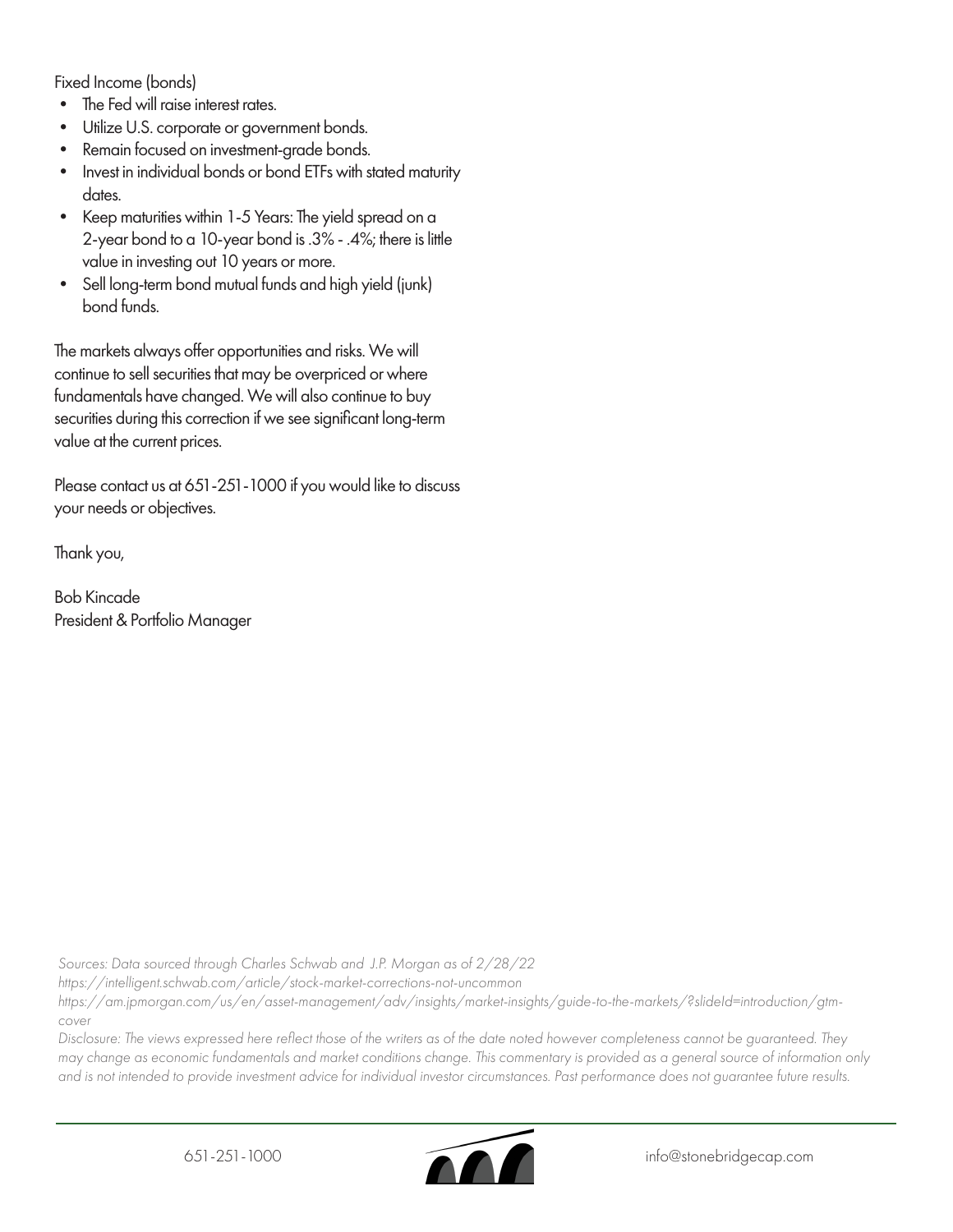Fixed Income (bonds)

- The Fed will raise interest rates.
- Utilize U.S. corporate or government bonds.
- Remain focused on investment-grade bonds.
- Invest in individual bonds or bond ETFs with stated maturity dates.
- Keep maturities within 1-5 Years: The yield spread on a 2-year bond to a 10-year bond is .3% - .4%; there is little value in investing out 10 years or more.
- Sell long-term bond mutual funds and high yield (junk) bond funds.

The markets always offer opportunities and risks. We will continue to sell securities that may be overpriced or where fundamentals have changed. We will also continue to buy securities during this correction if we see significant long-term value at the current prices.

Please contact us at 651-251-1000 if you would like to discuss your needs or objectives.

Thank you,

Bob Kincade
President & Portfolio Manager

*Sources: Data sourced through Charles Schwab and J.P. Morgan as of 2/28/22*
*https://intelligent.schwab.com/article/stock-market-corrections-not-uncommon*
*https://am.jpmorgan.com/us/en/asset-management/adv/insights/market-insights/guide-to-the-markets/?slideId=introduction/gtm-cover*
*Disclosure: The views expressed here reflect those of the writers as of the date noted however completeness cannot be guaranteed. They may change as economic fundamentals and market conditions change. This commentary is provided as a general source of information only and is not intended to provide investment advice for individual investor circumstances. Past performance does not guarantee future results.*

651-251-1000 info@stonebridgecap.com